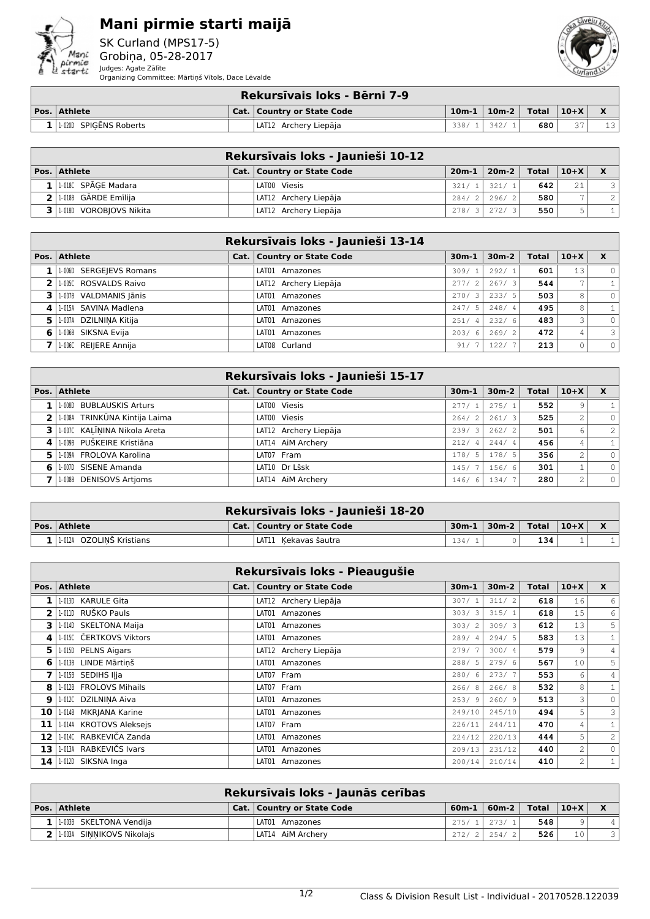# Mani pirmie starti maijā

SK Curland (MPS17-5)
Grobiņa, 05-28-2017
Judges: Agate Zālīte
Organizing Committee: Mārtiņš Vītols, Dace Lēvalde

## Rekursīvais loks - Bērni 7-9

| Pos. | Athlete | Cat. | Country or State Code | 10m-1 | 10m-2 | Total | 10+X | X |
|---|---|---|---|---|---|---|---|---|
| 1 | 1-020D SPIĢĒNS Roberts | | LAT12 Archery Liepāja | 338/ 1 | 342/ 1 | 680 | 37 | 13 |

## Rekursīvais loks - Jaunieši 10-12

| Pos. | Athlete | Cat. | Country or State Code | 20m-1 | 20m-2 | Total | 10+X | X |
|---|---|---|---|---|---|---|---|---|
| 1 | 1-018C SPĀĢE Madara | | LAT00 Viesis | 321/ 1 | 321/ 1 | 642 | 21 | 3 |
| 2 | 1-018B GĀRDE Emīlija | | LAT12 Archery Liepāja | 284/ 2 | 296/ 2 | 580 | 7 | 2 |
| 3 | 1-018D VOROBJOVS Nikita | | LAT12 Archery Liepāja | 278/ 3 | 272/ 3 | 550 | 5 | 1 |

## Rekursīvais loks - Jaunieši 13-14

| Pos. | Athlete | Cat. | Country or State Code | 30m-1 | 30m-2 | Total | 10+X | X |
|---|---|---|---|---|---|---|---|---|
| 1 | 1-006D SERGEJEVS Romans | | LAT01 Amazones | 309/ 1 | 292/ 1 | 601 | 13 | 0 |
| 2 | 1-005C ROSVALDS Raivo | | LAT12 Archery Liepāja | 277/ 2 | 267/ 3 | 544 | 7 | 1 |
| 3 | 1-007B VALDMANIS Jānis | | LAT01 Amazones | 270/ 3 | 233/ 5 | 503 | 8 | 0 |
| 4 | 1-015A SAVINA Madlena | | LAT01 Amazones | 247/ 5 | 248/ 4 | 495 | 8 | 1 |
| 5 | 1-007A DZILNIŅA Kitija | | LAT01 Amazones | 251/ 4 | 232/ 6 | 483 | 3 | 0 |
| 6 | 1-006B SIKSNA Evija | | LAT01 Amazones | 203/ 6 | 269/ 2 | 472 | 4 | 3 |
| 7 | 1-006C REIJERE Annija | | LAT08 Curland | 91/ 7 | 122/ 7 | 213 | 0 | 0 |

## Rekursīvais loks - Jaunieši 15-17

| Pos. | Athlete | Cat. | Country or State Code | 30m-1 | 30m-2 | Total | 10+X | X |
|---|---|---|---|---|---|---|---|---|
| 1 | 1-008D BUBLAUSKIS Arturs | | LAT00 Viesis | 277/ 1 | 275/ 1 | 552 | 9 | 1 |
| 2 | 1-008A TRINKŪNA Kintija Laima | | LAT00 Viesis | 264/ 2 | 261/ 3 | 525 | 2 | 0 |
| 3 | 1-007C KAĻĪNINA Nikola Areta | | LAT12 Archery Liepāja | 239/ 3 | 262/ 2 | 501 | 6 | 2 |
| 4 | 1-009B PUŠKEIRE Kristiāna | | LAT14 AiM Archery | 212/ 4 | 244/ 4 | 456 | 4 | 1 |
| 5 | 1-009A FROLOVA Karolina | | LAT07 Fram | 178/ 5 | 178/ 5 | 356 | 2 | 0 |
| 6 | 1-007D SISENE Amanda | | LAT10 Dr Lšsk | 145/ 7 | 156/ 6 | 301 | 1 | 0 |
| 7 | 1-008B DENISOVS Artjoms | | LAT14 AiM Archery | 146/ 6 | 134/ 7 | 280 | 2 | 0 |

## Rekursīvais loks - Jaunieši 18-20

| Pos. | Athlete | Cat. | Country or State Code | 30m-1 | 30m-2 | Total | 10+X | X |
|---|---|---|---|---|---|---|---|---|
| 1 | 1-012A OZOLIŅŠ Kristians | | LAT11 Ķekavas šautra | 134/ 1 | 0 | 134 | 1 | 1 |

## Rekursīvais loks - Pieaugušie

| Pos. | Athlete | Cat. | Country or State Code | 30m-1 | 30m-2 | Total | 10+X | X |
|---|---|---|---|---|---|---|---|---|
| 1 | 1-013D KARULE Gita | | LAT12 Archery Liepāja | 307/ 1 | 311/ 2 | 618 | 16 | 6 |
| 2 | 1-011D RUŠKO Pauls | | LAT01 Amazones | 303/ 3 | 315/ 1 | 618 | 15 | 6 |
| 3 | 1-014D SKELTONA Maija | | LAT01 Amazones | 303/ 2 | 309/ 3 | 612 | 13 | 5 |
| 4 | 1-015C ČERTKOVS Viktors | | LAT01 Amazones | 289/ 4 | 294/ 5 | 583 | 13 | 1 |
| 5 | 1-015D PELNS Aigars | | LAT12 Archery Liepāja | 279/ 7 | 300/ 4 | 579 | 9 | 4 |
| 6 | 1-013B LINDE Mārtiņš | | LAT01 Amazones | 288/ 5 | 279/ 6 | 567 | 10 | 5 |
| 7 | 1-015B SEDIHS Iļja | | LAT07 Fram | 280/ 6 | 273/ 7 | 553 | 6 | 4 |
| 8 | 1-012B FROLOVS Mihails | | LAT07 Fram | 266/ 8 | 266/ 8 | 532 | 8 | 1 |
| 9 | 1-012C DZILNIŅA Aiva | | LAT01 Amazones | 253/ 9 | 260/ 9 | 513 | 3 | 0 |
| 10 | 1-014B MKRJANA Karine | | LAT01 Amazones | 249/10 | 245/10 | 494 | 5 | 3 |
| 11 | 1-014A KROTOVS Aleksejs | | LAT07 Fram | 226/11 | 244/11 | 470 | 4 | 1 |
| 12 | 1-014C RABKEVIČA Zanda | | LAT01 Amazones | 224/12 | 220/13 | 444 | 5 | 2 |
| 13 | 1-013A RABKEVIČS Ivars | | LAT01 Amazones | 209/13 | 231/12 | 440 | 2 | 0 |
| 14 | 1-012D SIKSNA Inga | | LAT01 Amazones | 200/14 | 210/14 | 410 | 2 | 1 |

## Rekursīvais loks - Jaunās cerības

| Pos. | Athlete | Cat. | Country or State Code | 60m-1 | 60m-2 | Total | 10+X | X |
|---|---|---|---|---|---|---|---|---|
| 1 | 1-003B SKELTONA Vendija | | LAT01 Amazones | 275/ 1 | 273/ 1 | 548 | 9 | 4 |
| 2 | 1-003A SIŅŅIKOVS Nikolajs | | LAT14 AiM Archery | 272/ 2 | 254/ 2 | 526 | 10 | 3 |

Class & Division Result List - Individual - 20170528.122039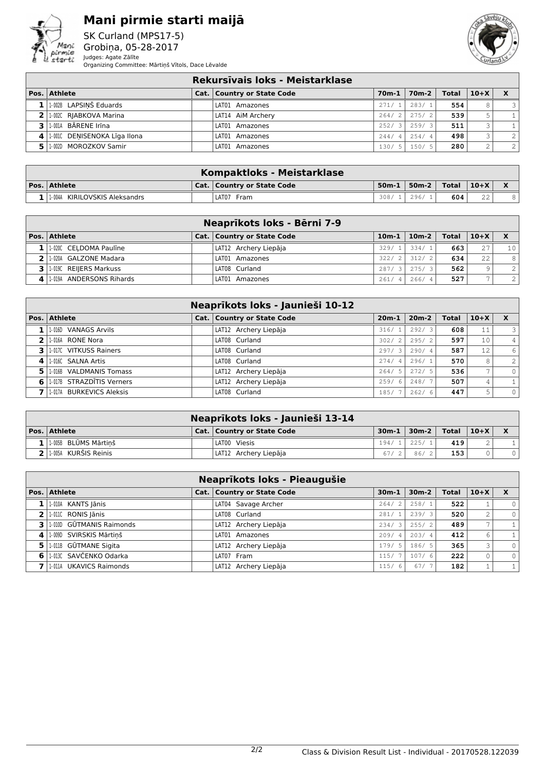# Mani pirmie starti maijā

SK Curland (MPS17-5)
Grobiņa, 05-28-2017
Judges: Agate Zālīte
Organizing Committee: Mārtiņš Vītols, Dace Lēvalde

## Rekursīvais loks - Meistarklase

| Pos. | Athlete | Cat. | Country or State Code | 70m-1 | 70m-2 | Total | 10+X | X |
|---|---|---|---|---|---|---|---|---|
| 1 | 1-002B LAPSIŅŠ Eduards | | LAT01 Amazones | 271/ 1 | 283/ 1 | 554 | 8 | 3 |
| 2 | 1-002C RJABKOVA Marina | | LAT14 AiM Archery | 264/ 2 | 275/ 2 | 539 | 5 | 1 |
| 3 | 1-001A BĀRENE Irīna | | LAT01 Amazones | 252/ 3 | 259/ 3 | 511 | 3 | 1 |
| 4 | 1-001C DEŅISENOKA Līga Ilona | | LAT01 Amazones | 244/ 4 | 254/ 4 | 498 | 3 | 2 |
| 5 | 1-002D MOROZKOV Samir | | LAT01 Amazones | 130/ 5 | 150/ 5 | 280 | 2 | 2 |

## Kompaktloks - Meistarklase

| Pos. | Athlete | Cat. | Country or State Code | 50m-1 | 50m-2 | Total | 10+X | X |
|---|---|---|---|---|---|---|---|---|
| 1 | 1-004A KIRILOVSKIS Aleksandrs | | LAT07 Fram | 308/ 1 | 296/ 1 | 604 | 22 | 8 |

## Neaprīkots loks - Bērni 7-9

| Pos. | Athlete | Cat. | Country or State Code | 10m-1 | 10m-2 | Total | 10+X | X |
|---|---|---|---|---|---|---|---|---|
| 1 | 1-020C CEĻDOMA Paulīne | | LAT12 Archery Liepāja | 329/ 1 | 334/ 1 | 663 | 27 | 10 |
| 2 | 1-020A GALZONE Madara | | LAT01 Amazones | 322/ 2 | 312/ 2 | 634 | 22 | 8 |
| 3 | 1-019C REIJERS Markuss | | LAT08 Curland | 287/ 3 | 275/ 3 | 562 | 9 | 2 |
| 4 | 1-019A ANDERSONS Rihards | | LAT01 Amazones | 261/ 4 | 266/ 4 | 527 | 7 | 2 |

## Neaprīkots loks - Jaunieši 10-12

| Pos. | Athlete | Cat. | Country or State Code | 20m-1 | 20m-2 | Total | 10+X | X |
|---|---|---|---|---|---|---|---|---|
| 1 | 1-016D VANAGS Arvils | | LAT12 Archery Liepāja | 316/ 1 | 292/ 3 | 608 | 11 | 3 |
| 2 | 1-016A RONE Nora | | LAT08 Curland | 302/ 2 | 295/ 2 | 597 | 10 | 4 |
| 3 | 1-017C VITKUSS Rainers | | LAT08 Curland | 297/ 3 | 290/ 4 | 587 | 12 | 6 |
| 4 | 1-016C SALNA Artis | | LAT08 Curland | 274/ 4 | 296/ 1 | 570 | 8 | 2 |
| 5 | 1-016B VALDMANIS Tomass | | LAT12 Archery Liepāja | 264/ 5 | 272/ 5 | 536 | 7 | 0 |
| 6 | 1-017B STRAZDĪTIS Verners | | LAT12 Archery Liepāja | 259/ 6 | 248/ 7 | 507 | 4 | 1 |
| 7 | 1-017A BURKEVICS Aleksis | | LAT08 Curland | 185/ 7 | 262/ 6 | 447 | 5 | 0 |

## Neaprīkots loks - Jaunieši 13-14

| Pos. | Athlete | Cat. | Country or State Code | 30m-1 | 30m-2 | Total | 10+X | X |
|---|---|---|---|---|---|---|---|---|
| 1 | 1-005B BLŪMS Mārtiņš | | LAT00 Viesis | 194/ 1 | 225/ 1 | 419 | 2 | 1 |
| 2 | 1-005A KURŠIS Reinis | | LAT12 Archery Liepāja | 67/ 2 | 86/ 2 | 153 | 0 | 0 |

## Neaprīkots loks - Pieaugušie

| Pos. | Athlete | Cat. | Country or State Code | 30m-1 | 30m-2 | Total | 10+X | X |
|---|---|---|---|---|---|---|---|---|
| 1 | 1-010A KANTS Jānis | | LAT04 Savage Archer | 264/ 2 | 258/ 1 | 522 | 1 | 0 |
| 2 | 1-011C RONIS Jānis | | LAT08 Curland | 281/ 1 | 239/ 3 | 520 | 2 | 0 |
| 3 | 1-010D GŪTMANIS Raimonds | | LAT12 Archery Liepāja | 234/ 3 | 255/ 2 | 489 | 7 | 1 |
| 4 | 1-009D SVIRSKIS Mārtiņš | | LAT01 Amazones | 209/ 4 | 203/ 4 | 412 | 6 | 1 |
| 5 | 1-011B GŪTMANE Sigita | | LAT12 Archery Liepāja | 179/ 5 | 186/ 5 | 365 | 3 | 0 |
| 6 | 1-013C SAVČENKO Odarka | | LAT07 Fram | 115/ 7 | 107/ 6 | 222 | 0 | 0 |
| 7 | 1-011A UKAVICS Raimonds | | LAT12 Archery Liepāja | 115/ 6 | 67/ 7 | 182 | 1 | 1 |

Class & Division Result List - Individual - 20170528.122039